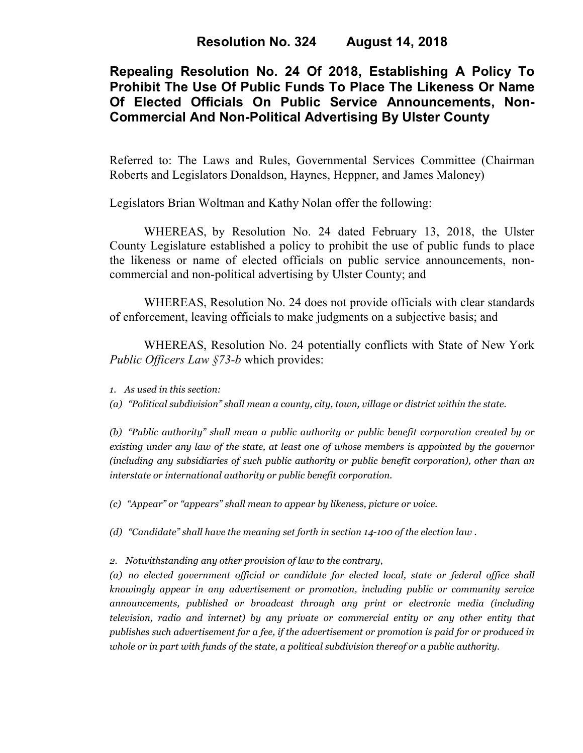# Resolution No. 324 August 14, 2018

## Repealing Resolution No. 24 Of 2018, Establishing A Policy To Prohibit The Use Of Public Funds To Place The Likeness Or Name Of Elected Officials On Public Service Announcements, Non-Commercial And Non-Political Advertising By Ulster County

Referred to: The Laws and Rules, Governmental Services Committee (Chairman Roberts and Legislators Donaldson, Haynes, Heppner, and James Maloney)

Legislators Brian Woltman and Kathy Nolan offer the following:

WHEREAS, by Resolution No. 24 dated February 13, 2018, the Ulster County Legislature established a policy to prohibit the use of public funds to place the likeness or name of elected officials on public service announcements, non-commercial and non-political advertising by Ulster County; and

WHEREAS, Resolution No. 24 does not provide officials with clear standards of enforcement, leaving officials to make judgments on a subjective basis; and

WHEREAS, Resolution No. 24 potentially conflicts with State of New York *Public Officers Law §73-b* which provides:

*1. As used in this section:*

*(a) "Political subdivision" shall mean a county, city, town, village or district within the state.*

*(b) "Public authority" shall mean a public authority or public benefit corporation created by or existing under any law of the state, at least one of whose members is appointed by the governor (including any subsidiaries of such public authority or public benefit corporation), other than an interstate or international authority or public benefit corporation.*

*(c) "Appear" or "appears" shall mean to appear by likeness, picture or voice.*

*(d) "Candidate" shall have the meaning set forth in section 14-100 of the election law .*

*2. Notwithstanding any other provision of law to the contrary,*

*(a) no elected government official or candidate for elected local, state or federal office shall knowingly appear in any advertisement or promotion, including public or community service announcements, published or broadcast through any print or electronic media (including television, radio and internet) by any private or commercial entity or any other entity that publishes such advertisement for a fee, if the advertisement or promotion is paid for or produced in whole or in part with funds of the state, a political subdivision thereof or a public authority.*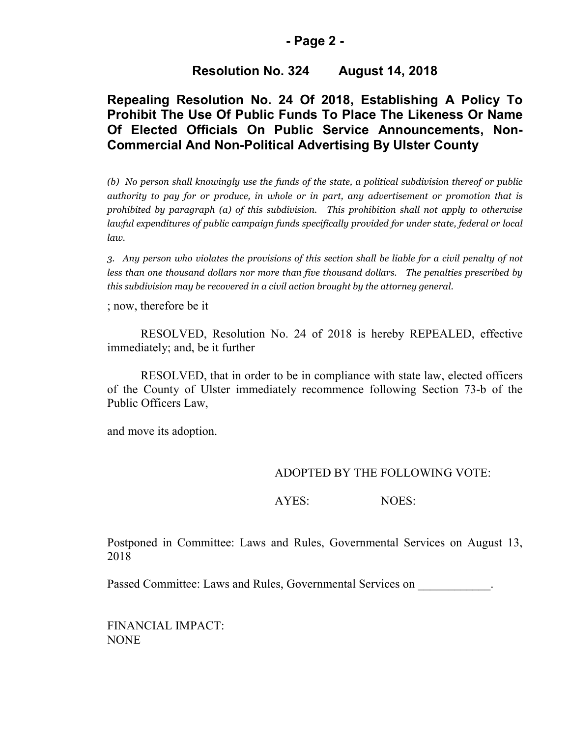**Resolution No. 324 August 14, 2018**

**Repealing Resolution No. 24 Of 2018, Establishing A Policy To Prohibit The Use Of Public Funds To Place The Likeness Or Name Of Elected Officials On Public Service Announcements, Non-Commercial And Non-Political Advertising By Ulster County**

*(b) No person shall knowingly use the funds of the state, a political subdivision thereof or public authority to pay for or produce, in whole or in part, any advertisement or promotion that is prohibited by paragraph (a) of this subdivision. This prohibition shall not apply to otherwise lawful expenditures of public campaign funds specifically provided for under state, federal or local law.*

*3. Any person who violates the provisions of this section shall be liable for a civil penalty of not less than one thousand dollars nor more than five thousand dollars. The penalties prescribed by this subdivision may be recovered in a civil action brought by the attorney general.*

; now, therefore be it

RESOLVED, Resolution No. 24 of 2018 is hereby REPEALED, effective immediately; and, be it further

RESOLVED, that in order to be in compliance with state law, elected officers of the County of Ulster immediately recommence following Section 73-b of the Public Officers Law,

and move its adoption.

ADOPTED BY THE FOLLOWING VOTE:

AYES: NOES:

Postponed in Committee: Laws and Rules, Governmental Services on August 13, 2018

Passed Committee: Laws and Rules, Governmental Services on ____________.

FINANCIAL IMPACT:
NONE